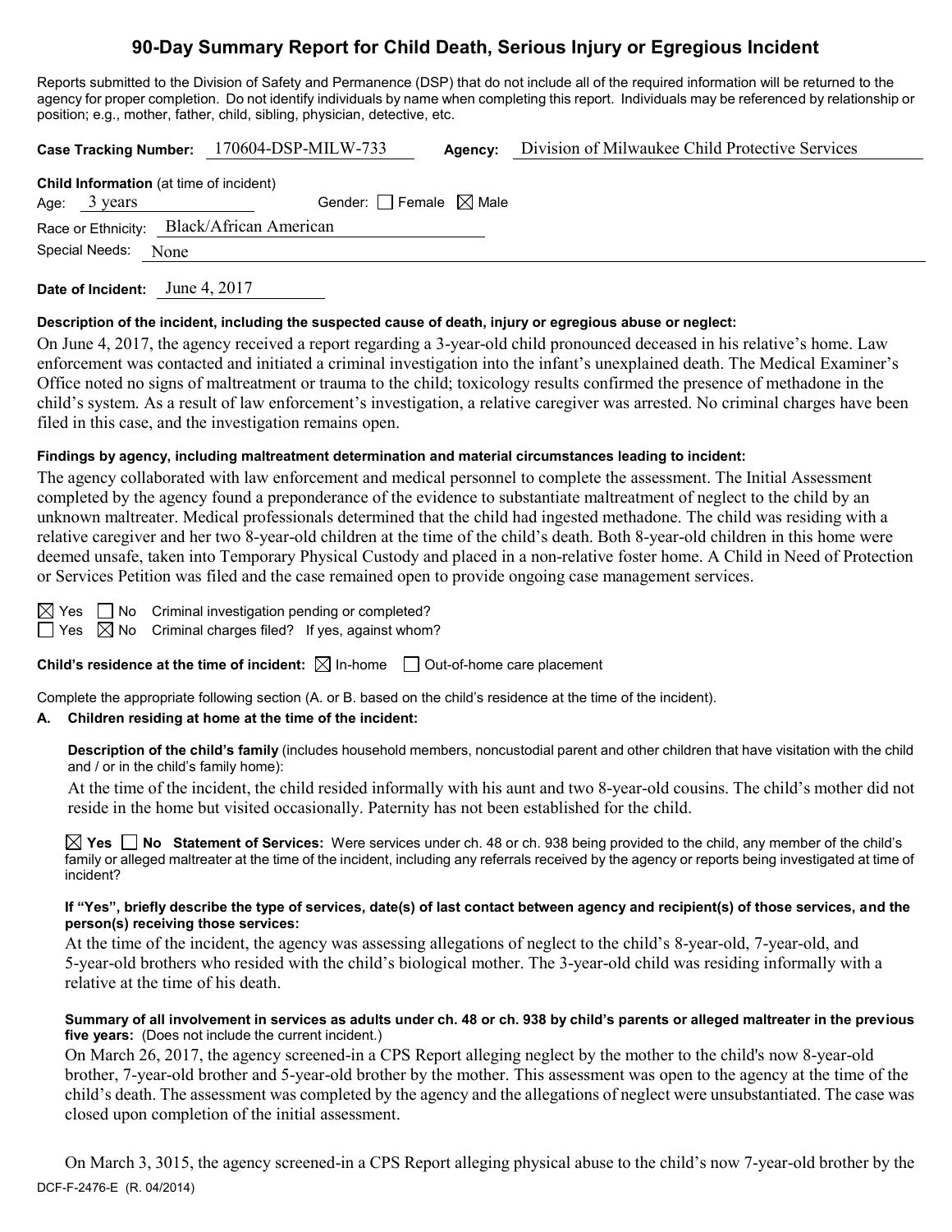# 90-Day Summary Report for Child Death, Serious Injury or Egregious Incident

Reports submitted to the Division of Safety and Permanence (DSP) that do not include all of the required information will be returned to the agency for proper completion. Do not identify individuals by name when completing this report. Individuals may be referenced by relationship or position; e.g., mother, father, child, sibling, physician, detective, etc.

**Case Tracking Number:** 170604-DSP-MILW-733 **Agency:** Division of Milwaukee Child Protective Services

**Child Information** (at time of incident)

Age: 3 years Gender: ☐ Female ☒ Male

Race or Ethnicity: Black/African American

Special Needs: None

**Date of Incident:** June 4, 2017

**Description of the incident, including the suspected cause of death, injury or egregious abuse or neglect:**

On June 4, 2017, the agency received a report regarding a 3-year-old child pronounced deceased in his relative's home. Law enforcement was contacted and initiated a criminal investigation into the infant's unexplained death. The Medical Examiner's Office noted no signs of maltreatment or trauma to the child; toxicology results confirmed the presence of methadone in the child's system. As a result of law enforcement's investigation, a relative caregiver was arrested. No criminal charges have been filed in this case, and the investigation remains open.

**Findings by agency, including maltreatment determination and material circumstances leading to incident:**

The agency collaborated with law enforcement and medical personnel to complete the assessment. The Initial Assessment completed by the agency found a preponderance of the evidence to substantiate maltreatment of neglect to the child by an unknown maltreater. Medical professionals determined that the child had ingested methadone. The child was residing with a relative caregiver and her two 8-year-old children at the time of the child's death. Both 8-year-old children in this home were deemed unsafe, taken into Temporary Physical Custody and placed in a non-relative foster home. A Child in Need of Protection or Services Petition was filed and the case remained open to provide ongoing case management services.

☒ Yes ☐ No Criminal investigation pending or completed?

☐ Yes ☒ No Criminal charges filed? If yes, against whom?

**Child's residence at the time of incident:** ☒ In-home ☐ Out-of-home care placement

Complete the appropriate following section (A. or B. based on the child's residence at the time of the incident).

**A. Children residing at home at the time of the incident:**

**Description of the child's family** (includes household members, noncustodial parent and other children that have visitation with the child and / or in the child's family home):

At the time of the incident, the child resided informally with his aunt and two 8-year-old cousins. The child's mother did not reside in the home but visited occasionally. Paternity has not been established for the child.

☒ **Yes** ☐ **No Statement of Services:** Were services under ch. 48 or ch. 938 being provided to the child, any member of the child's family or alleged maltreater at the time of the incident, including any referrals received by the agency or reports being investigated at time of incident?

**If "Yes", briefly describe the type of services, date(s) of last contact between agency and recipient(s) of those services, and the person(s) receiving those services:**

At the time of the incident, the agency was assessing allegations of neglect to the child's 8-year-old, 7-year-old, and 5-year-old brothers who resided with the child's biological mother. The 3-year-old child was residing informally with a relative at the time of his death.

**Summary of all involvement in services as adults under ch. 48 or ch. 938 by child's parents or alleged maltreater in the previous five years:** (Does not include the current incident.)

On March 26, 2017, the agency screened-in a CPS Report alleging neglect by the mother to the child's now 8-year-old brother, 7-year-old brother and 5-year-old brother by the mother. This assessment was open to the agency at the time of the child's death. The assessment was completed by the agency and the allegations of neglect were unsubstantiated. The case was closed upon completion of the initial assessment.

On March 3, 3015, the agency screened-in a CPS Report alleging physical abuse to the child's now 7-year-old brother by the

DCF-F-2476-E (R. 04/2014)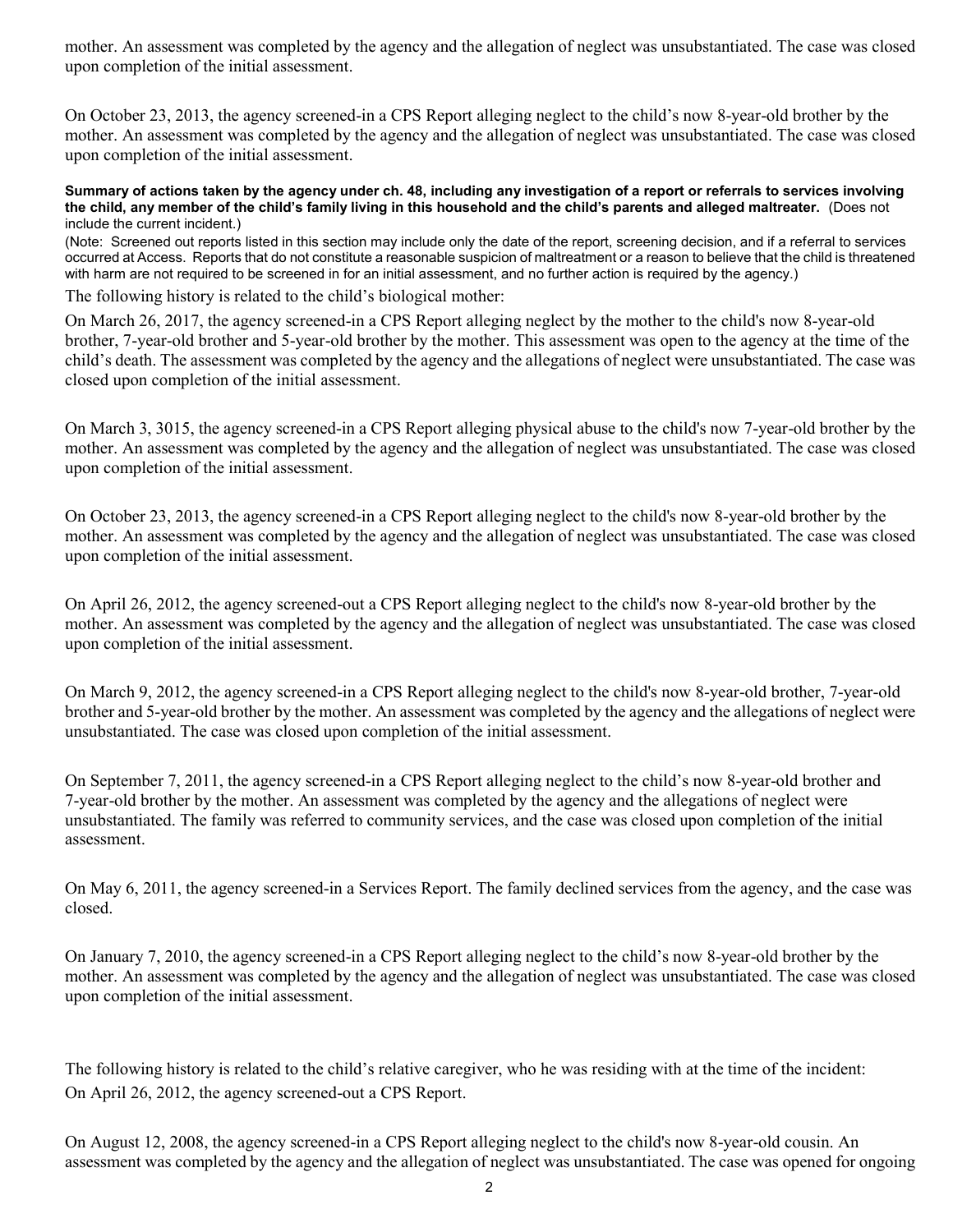mother. An assessment was completed by the agency and the allegation of neglect was unsubstantiated. The case was closed upon completion of the initial assessment.

On October 23, 2013, the agency screened-in a CPS Report alleging neglect to the child's now 8-year-old brother by the mother. An assessment was completed by the agency and the allegation of neglect was unsubstantiated. The case was closed upon completion of the initial assessment.

**Summary of actions taken by the agency under ch. 48, including any investigation of a report or referrals to services involving the child, any member of the child's family living in this household and the child's parents and alleged maltreater.** (Does not include the current incident.)
(Note: Screened out reports listed in this section may include only the date of the report, screening decision, and if a referral to services occurred at Access. Reports that do not constitute a reasonable suspicion of maltreatment or a reason to believe that the child is threatened with harm are not required to be screened in for an initial assessment, and no further action is required by the agency.)

The following history is related to the child's biological mother:

On March 26, 2017, the agency screened-in a CPS Report alleging neglect by the mother to the child's now 8-year-old brother, 7-year-old brother and 5-year-old brother by the mother. This assessment was open to the agency at the time of the child's death. The assessment was completed by the agency and the allegations of neglect were unsubstantiated. The case was closed upon completion of the initial assessment.

On March 3, 3015, the agency screened-in a CPS Report alleging physical abuse to the child's now 7-year-old brother by the mother. An assessment was completed by the agency and the allegation of neglect was unsubstantiated. The case was closed upon completion of the initial assessment.

On October 23, 2013, the agency screened-in a CPS Report alleging neglect to the child's now 8-year-old brother by the mother. An assessment was completed by the agency and the allegation of neglect was unsubstantiated. The case was closed upon completion of the initial assessment.

On April 26, 2012, the agency screened-out a CPS Report alleging neglect to the child's now 8-year-old brother by the mother. An assessment was completed by the agency and the allegation of neglect was unsubstantiated. The case was closed upon completion of the initial assessment.

On March 9, 2012, the agency screened-in a CPS Report alleging neglect to the child's now 8-year-old brother, 7-year-old brother and 5-year-old brother by the mother. An assessment was completed by the agency and the allegations of neglect were unsubstantiated. The case was closed upon completion of the initial assessment.

On September 7, 2011, the agency screened-in a CPS Report alleging neglect to the child's now 8-year-old brother and 7-year-old brother by the mother. An assessment was completed by the agency and the allegations of neglect were unsubstantiated. The family was referred to community services, and the case was closed upon completion of the initial assessment.

On May 6, 2011, the agency screened-in a Services Report. The family declined services from the agency, and the case was closed.

On January 7, 2010, the agency screened-in a CPS Report alleging neglect to the child's now 8-year-old brother by the mother. An assessment was completed by the agency and the allegation of neglect was unsubstantiated. The case was closed upon completion of the initial assessment.

The following history is related to the child's relative caregiver, who he was residing with at the time of the incident:
On April 26, 2012, the agency screened-out a CPS Report.

On August 12, 2008, the agency screened-in a CPS Report alleging neglect to the child's now 8-year-old cousin. An assessment was completed by the agency and the allegation of neglect was unsubstantiated. The case was opened for ongoing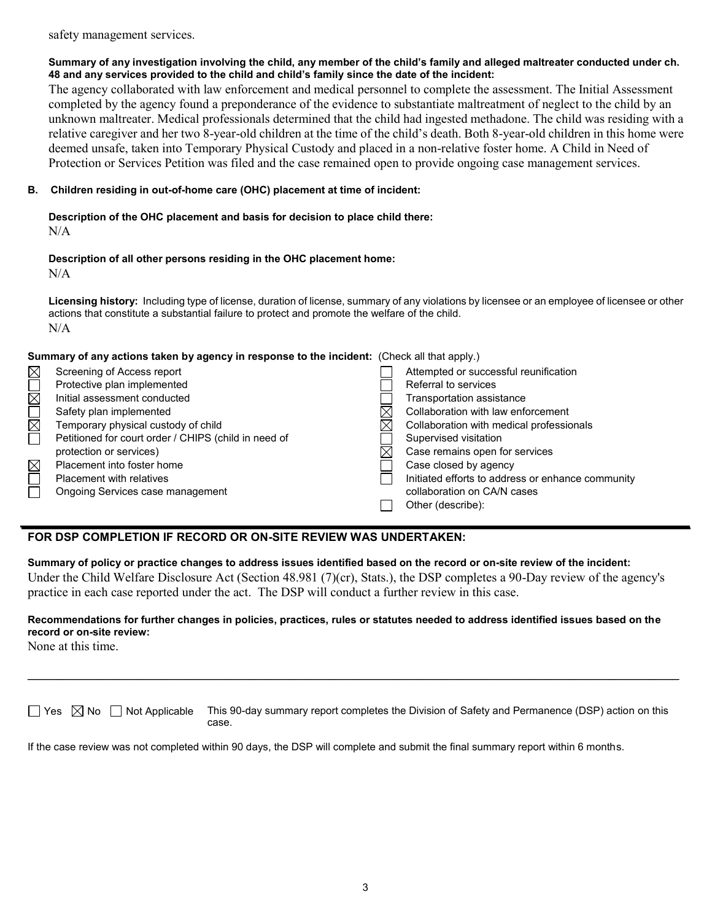safety management services.

**Summary of any investigation involving the child, any member of the child's family and alleged maltreater conducted under ch. 48 and any services provided to the child and child's family since the date of the incident:**

The agency collaborated with law enforcement and medical personnel to complete the assessment. The Initial Assessment completed by the agency found a preponderance of the evidence to substantiate maltreatment of neglect to the child by an unknown maltreater. Medical professionals determined that the child had ingested methadone. The child was residing with a relative caregiver and her two 8-year-old children at the time of the child's death. Both 8-year-old children in this home were deemed unsafe, taken into Temporary Physical Custody and placed in a non-relative foster home. A Child in Need of Protection or Services Petition was filed and the case remained open to provide ongoing case management services.

**B. Children residing in out-of-home care (OHC) placement at time of incident:**

**Description of the OHC placement and basis for decision to place child there:**
N/A

**Description of all other persons residing in the OHC placement home:**
N/A

**Licensing history:** Including type of license, duration of license, summary of any violations by licensee or an employee of licensee or other actions that constitute a substantial failure to protect and promote the welfare of the child.
N/A

**Summary of any actions taken by agency in response to the incident:** (Check all that apply.)

- ☒ Screening of Access report
- ☐ Protective plan implemented
- ☒ Initial assessment conducted
- ☐ Safety plan implemented
- ☒ Temporary physical custody of child
- ☐ Petitioned for court order / CHIPS (child in need of protection or services)
- ☒ Placement into foster home
- ☐ Placement with relatives
- ☐ Ongoing Services case management
- ☐ Attempted or successful reunification
- ☐ Referral to services
- ☐ Transportation assistance
- ☒ Collaboration with law enforcement
- ☒ Collaboration with medical professionals
- ☐ Supervised visitation
- ☒ Case remains open for services
- ☐ Case closed by agency
- ☐ Initiated efforts to address or enhance community collaboration on CA/N cases
- ☐ Other (describe):

## FOR DSP COMPLETION IF RECORD OR ON-SITE REVIEW WAS UNDERTAKEN:

**Summary of policy or practice changes to address issues identified based on the record or on-site review of the incident:**
Under the Child Welfare Disclosure Act (Section 48.981 (7)(cr), Stats.), the DSP completes a 90-Day review of the agency's practice in each case reported under the act. The DSP will conduct a further review in this case.

**Recommendations for further changes in policies, practices, rules or statutes needed to address identified issues based on the record or on-site review:**
None at this time.

---

☐ Yes ☒ No ☐ Not Applicable This 90-day summary report completes the Division of Safety and Permanence (DSP) action on this case.

If the case review was not completed within 90 days, the DSP will complete and submit the final summary report within 6 months.